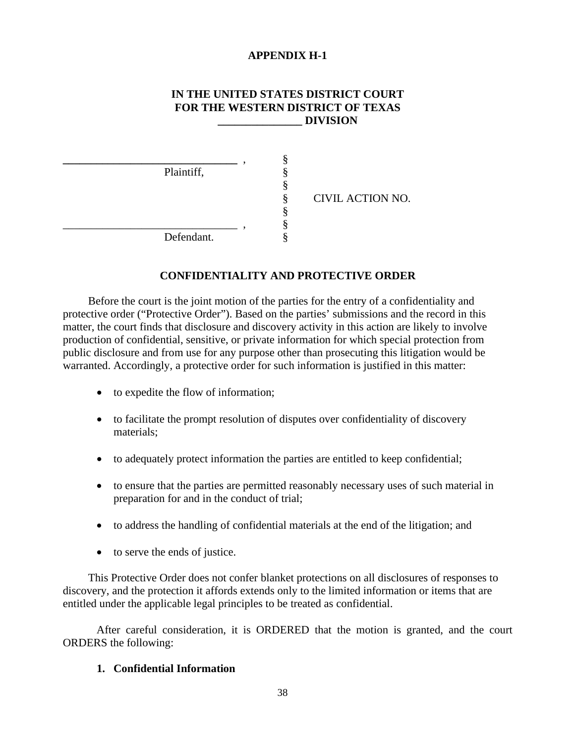**APPENDIX H-1**

**IN THE UNITED STATES DISTRICT COURT**
**FOR THE WESTERN DISTRICT OF TEXAS**
**_______________ DIVISION**

| | | |
|---|---|---|
| ________________________________ , | § | |
| Plaintiff, | § | |
| | § | |
| | § | CIVIL ACTION NO. |
| | § | |
| ________________________________ , | § | |
| Defendant. | § | |

**CONFIDENTIALITY AND PROTECTIVE ORDER**

Before the court is the joint motion of the parties for the entry of a confidentiality and protective order ("Protective Order"). Based on the parties' submissions and the record in this matter, the court finds that disclosure and discovery activity in this action are likely to involve production of confidential, sensitive, or private information for which special protection from public disclosure and from use for any purpose other than prosecuting this litigation would be warranted. Accordingly, a protective order for such information is justified in this matter:

- to expedite the flow of information;
- to facilitate the prompt resolution of disputes over confidentiality of discovery materials;
- to adequately protect information the parties are entitled to keep confidential;
- to ensure that the parties are permitted reasonably necessary uses of such material in preparation for and in the conduct of trial;
- to address the handling of confidential materials at the end of the litigation; and
- to serve the ends of justice.

This Protective Order does not confer blanket protections on all disclosures of responses to discovery, and the protection it affords extends only to the limited information or items that are entitled under the applicable legal principles to be treated as confidential.

After careful consideration, it is ORDERED that the motion is granted, and the court ORDERS the following:

**1. Confidential Information**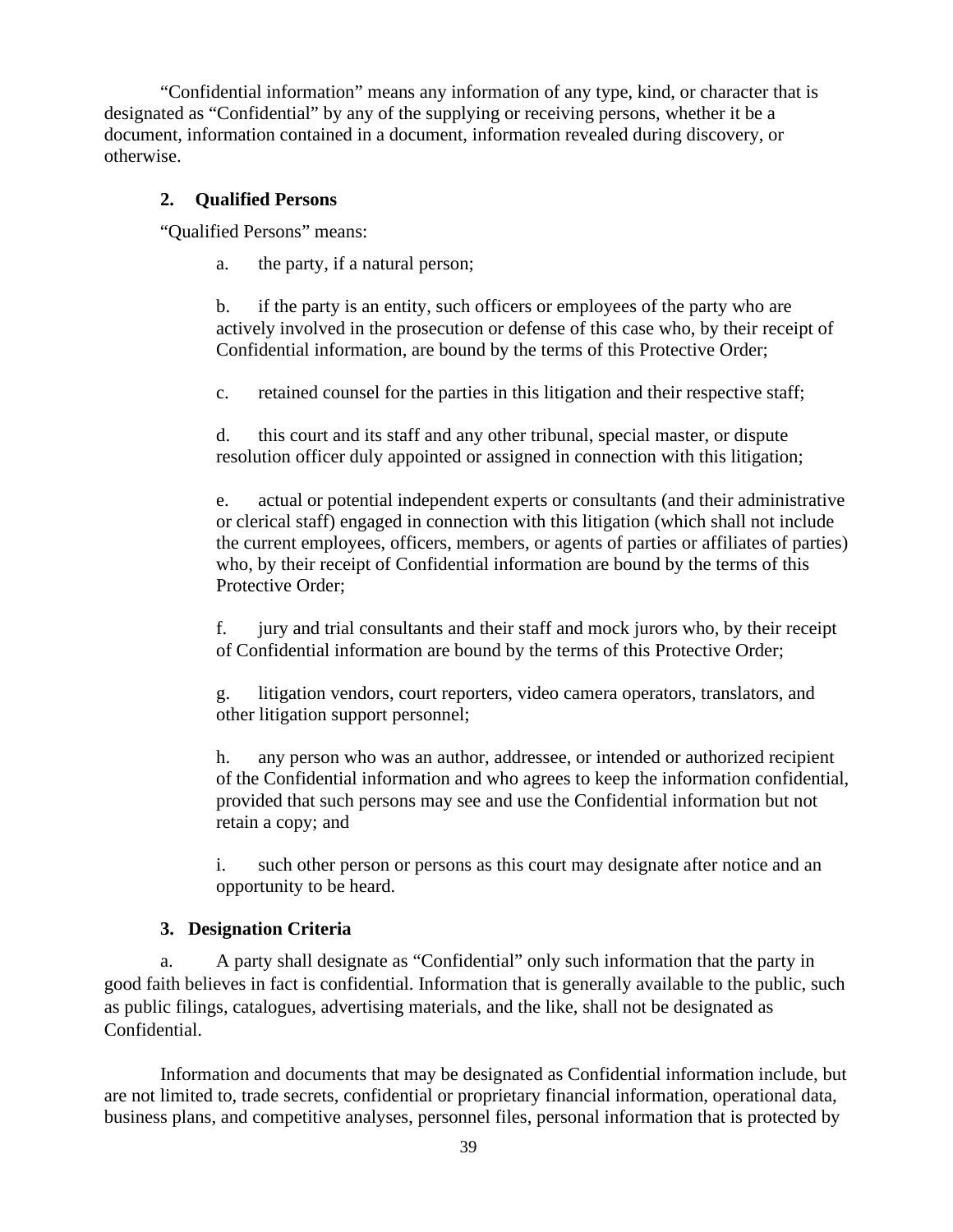"Confidential information" means any information of any type, kind, or character that is designated as "Confidential" by any of the supplying or receiving persons, whether it be a document, information contained in a document, information revealed during discovery, or otherwise.

### 2. Qualified Persons

"Qualified Persons" means:

a. the party, if a natural person;

b. if the party is an entity, such officers or employees of the party who are actively involved in the prosecution or defense of this case who, by their receipt of Confidential information, are bound by the terms of this Protective Order;

c. retained counsel for the parties in this litigation and their respective staff;

d. this court and its staff and any other tribunal, special master, or dispute resolution officer duly appointed or assigned in connection with this litigation;

e. actual or potential independent experts or consultants (and their administrative or clerical staff) engaged in connection with this litigation (which shall not include the current employees, officers, members, or agents of parties or affiliates of parties) who, by their receipt of Confidential information are bound by the terms of this Protective Order;

f. jury and trial consultants and their staff and mock jurors who, by their receipt of Confidential information are bound by the terms of this Protective Order;

g. litigation vendors, court reporters, video camera operators, translators, and other litigation support personnel;

h. any person who was an author, addressee, or intended or authorized recipient of the Confidential information and who agrees to keep the information confidential, provided that such persons may see and use the Confidential information but not retain a copy; and

i. such other person or persons as this court may designate after notice and an opportunity to be heard.

### 3. Designation Criteria

a. A party shall designate as "Confidential" only such information that the party in good faith believes in fact is confidential. Information that is generally available to the public, such as public filings, catalogues, advertising materials, and the like, shall not be designated as Confidential.

Information and documents that may be designated as Confidential information include, but are not limited to, trade secrets, confidential or proprietary financial information, operational data, business plans, and competitive analyses, personnel files, personal information that is protected by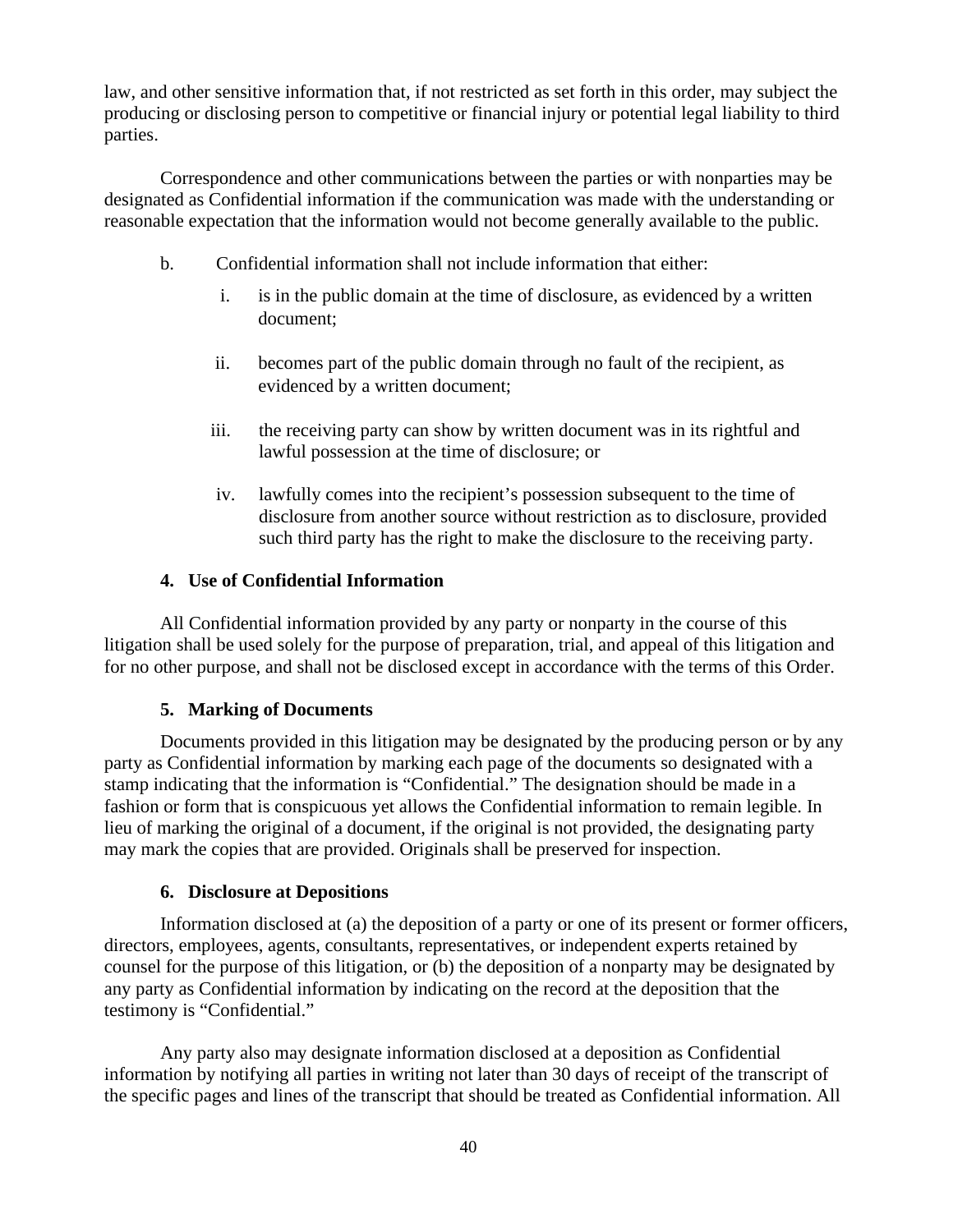law, and other sensitive information that, if not restricted as set forth in this order, may subject the producing or disclosing person to competitive or financial injury or potential legal liability to third parties.

Correspondence and other communications between the parties or with nonparties may be designated as Confidential information if the communication was made with the understanding or reasonable expectation that the information would not become generally available to the public.

b. Confidential information shall not include information that either:

  i. is in the public domain at the time of disclosure, as evidenced by a written document;

  ii. becomes part of the public domain through no fault of the recipient, as evidenced by a written document;

  iii. the receiving party can show by written document was in its rightful and lawful possession at the time of disclosure; or

  iv. lawfully comes into the recipient's possession subsequent to the time of disclosure from another source without restriction as to disclosure, provided such third party has the right to make the disclosure to the receiving party.

### 4. Use of Confidential Information

All Confidential information provided by any party or nonparty in the course of this litigation shall be used solely for the purpose of preparation, trial, and appeal of this litigation and for no other purpose, and shall not be disclosed except in accordance with the terms of this Order.

### 5. Marking of Documents

Documents provided in this litigation may be designated by the producing person or by any party as Confidential information by marking each page of the documents so designated with a stamp indicating that the information is "Confidential." The designation should be made in a fashion or form that is conspicuous yet allows the Confidential information to remain legible. In lieu of marking the original of a document, if the original is not provided, the designating party may mark the copies that are provided. Originals shall be preserved for inspection.

### 6. Disclosure at Depositions

Information disclosed at (a) the deposition of a party or one of its present or former officers, directors, employees, agents, consultants, representatives, or independent experts retained by counsel for the purpose of this litigation, or (b) the deposition of a nonparty may be designated by any party as Confidential information by indicating on the record at the deposition that the testimony is "Confidential."

Any party also may designate information disclosed at a deposition as Confidential information by notifying all parties in writing not later than 30 days of receipt of the transcript of the specific pages and lines of the transcript that should be treated as Confidential information. All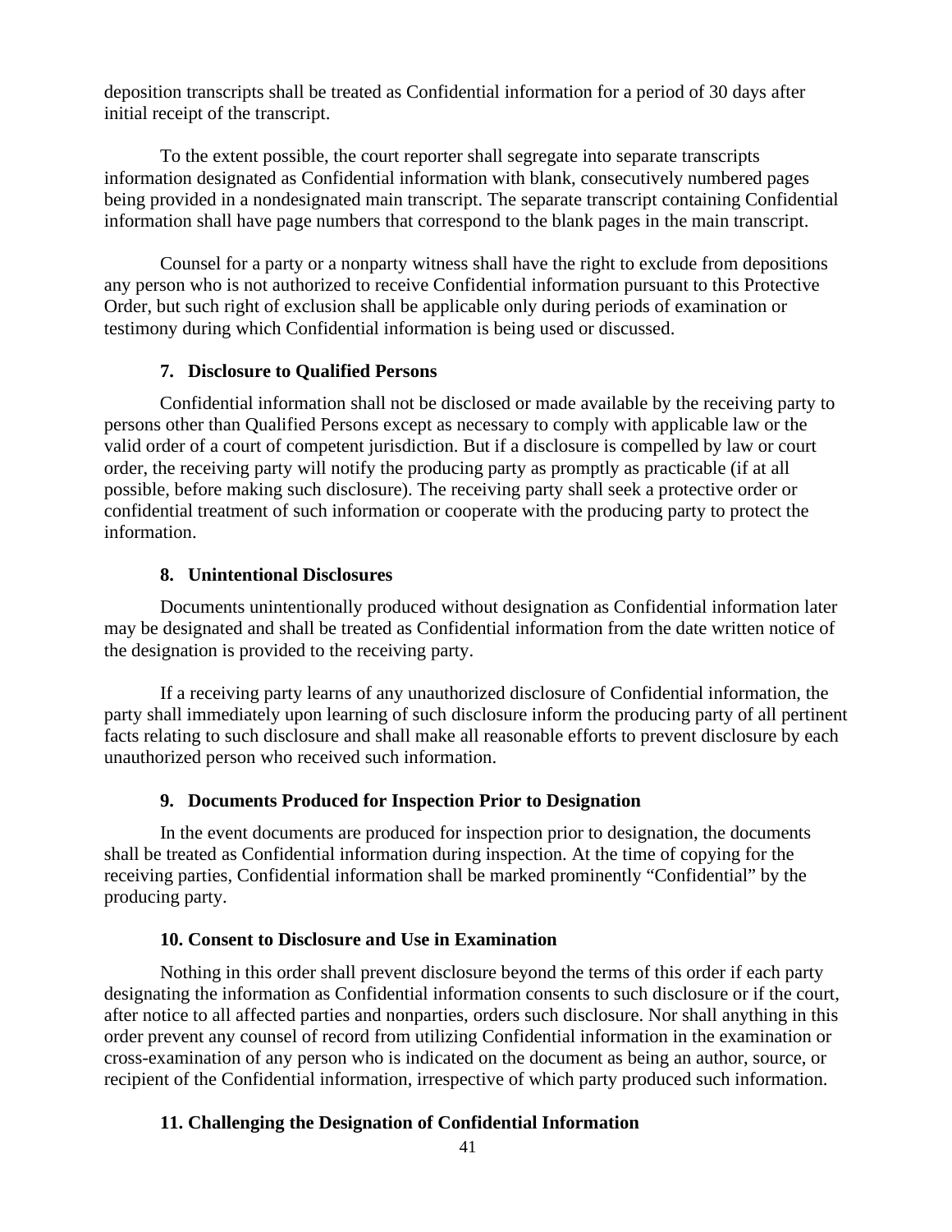deposition transcripts shall be treated as Confidential information for a period of 30 days after initial receipt of the transcript.

To the extent possible, the court reporter shall segregate into separate transcripts information designated as Confidential information with blank, consecutively numbered pages being provided in a nondesignated main transcript. The separate transcript containing Confidential information shall have page numbers that correspond to the blank pages in the main transcript.

Counsel for a party or a nonparty witness shall have the right to exclude from depositions any person who is not authorized to receive Confidential information pursuant to this Protective Order, but such right of exclusion shall be applicable only during periods of examination or testimony during which Confidential information is being used or discussed.

### 7. Disclosure to Qualified Persons

Confidential information shall not be disclosed or made available by the receiving party to persons other than Qualified Persons except as necessary to comply with applicable law or the valid order of a court of competent jurisdiction. But if a disclosure is compelled by law or court order, the receiving party will notify the producing party as promptly as practicable (if at all possible, before making such disclosure). The receiving party shall seek a protective order or confidential treatment of such information or cooperate with the producing party to protect the information.

### 8. Unintentional Disclosures

Documents unintentionally produced without designation as Confidential information later may be designated and shall be treated as Confidential information from the date written notice of the designation is provided to the receiving party.

If a receiving party learns of any unauthorized disclosure of Confidential information, the party shall immediately upon learning of such disclosure inform the producing party of all pertinent facts relating to such disclosure and shall make all reasonable efforts to prevent disclosure by each unauthorized person who received such information.

### 9. Documents Produced for Inspection Prior to Designation

In the event documents are produced for inspection prior to designation, the documents shall be treated as Confidential information during inspection. At the time of copying for the receiving parties, Confidential information shall be marked prominently "Confidential" by the producing party.

### 10. Consent to Disclosure and Use in Examination

Nothing in this order shall prevent disclosure beyond the terms of this order if each party designating the information as Confidential information consents to such disclosure or if the court, after notice to all affected parties and nonparties, orders such disclosure. Nor shall anything in this order prevent any counsel of record from utilizing Confidential information in the examination or cross-examination of any person who is indicated on the document as being an author, source, or recipient of the Confidential information, irrespective of which party produced such information.

### 11. Challenging the Designation of Confidential Information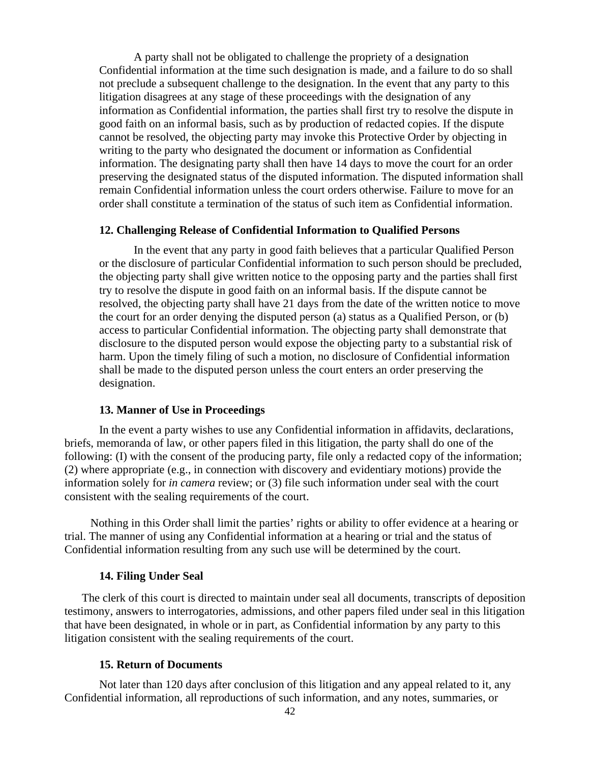A party shall not be obligated to challenge the propriety of a designation Confidential information at the time such designation is made, and a failure to do so shall not preclude a subsequent challenge to the designation. In the event that any party to this litigation disagrees at any stage of these proceedings with the designation of any information as Confidential information, the parties shall first try to resolve the dispute in good faith on an informal basis, such as by production of redacted copies. If the dispute cannot be resolved, the objecting party may invoke this Protective Order by objecting in writing to the party who designated the document or information as Confidential information. The designating party shall then have 14 days to move the court for an order preserving the designated status of the disputed information. The disputed information shall remain Confidential information unless the court orders otherwise. Failure to move for an order shall constitute a termination of the status of such item as Confidential information.

**12. Challenging Release of Confidential Information to Qualified Persons**

In the event that any party in good faith believes that a particular Qualified Person or the disclosure of particular Confidential information to such person should be precluded, the objecting party shall give written notice to the opposing party and the parties shall first try to resolve the dispute in good faith on an informal basis. If the dispute cannot be resolved, the objecting party shall have 21 days from the date of the written notice to move the court for an order denying the disputed person (a) status as a Qualified Person, or (b) access to particular Confidential information. The objecting party shall demonstrate that disclosure to the disputed person would expose the objecting party to a substantial risk of harm. Upon the timely filing of such a motion, no disclosure of Confidential information shall be made to the disputed person unless the court enters an order preserving the designation.

**13. Manner of Use in Proceedings**

In the event a party wishes to use any Confidential information in affidavits, declarations, briefs, memoranda of law, or other papers filed in this litigation, the party shall do one of the following: (I) with the consent of the producing party, file only a redacted copy of the information; (2) where appropriate (e.g., in connection with discovery and evidentiary motions) provide the information solely for *in camera* review; or (3) file such information under seal with the court consistent with the sealing requirements of the court.

Nothing in this Order shall limit the parties' rights or ability to offer evidence at a hearing or trial. The manner of using any Confidential information at a hearing or trial and the status of Confidential information resulting from any such use will be determined by the court.

**14. Filing Under Seal**

The clerk of this court is directed to maintain under seal all documents, transcripts of deposition testimony, answers to interrogatories, admissions, and other papers filed under seal in this litigation that have been designated, in whole or in part, as Confidential information by any party to this litigation consistent with the sealing requirements of the court.

**15. Return of Documents**

Not later than 120 days after conclusion of this litigation and any appeal related to it, any Confidential information, all reproductions of such information, and any notes, summaries, or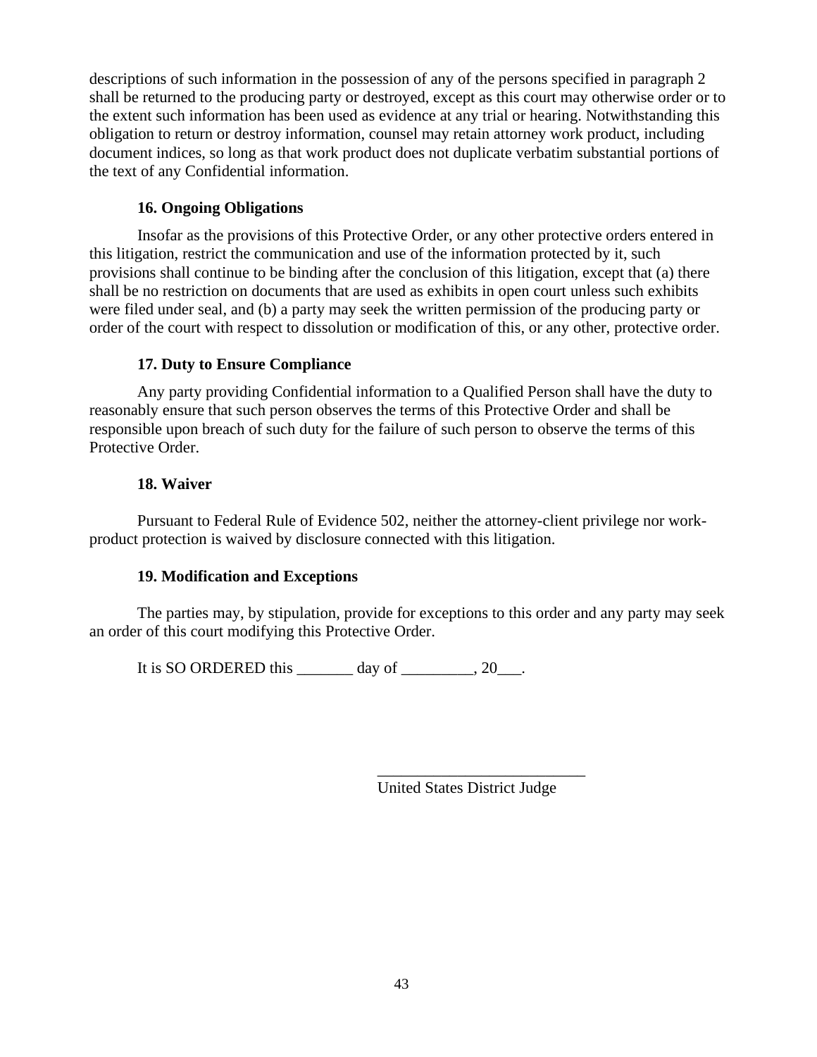descriptions of such information in the possession of any of the persons specified in paragraph 2 shall be returned to the producing party or destroyed, except as this court may otherwise order or to the extent such information has been used as evidence at any trial or hearing. Notwithstanding this obligation to return or destroy information, counsel may retain attorney work product, including document indices, so long as that work product does not duplicate verbatim substantial portions of the text of any Confidential information.

**16. Ongoing Obligations**

Insofar as the provisions of this Protective Order, or any other protective orders entered in this litigation, restrict the communication and use of the information protected by it, such provisions shall continue to be binding after the conclusion of this litigation, except that (a) there shall be no restriction on documents that are used as exhibits in open court unless such exhibits were filed under seal, and (b) a party may seek the written permission of the producing party or order of the court with respect to dissolution or modification of this, or any other, protective order.

**17. Duty to Ensure Compliance**

Any party providing Confidential information to a Qualified Person shall have the duty to reasonably ensure that such person observes the terms of this Protective Order and shall be responsible upon breach of such duty for the failure of such person to observe the terms of this Protective Order.

**18. Waiver**

Pursuant to Federal Rule of Evidence 502, neither the attorney-client privilege nor work-product protection is waived by disclosure connected with this litigation.

**19. Modification and Exceptions**

The parties may, by stipulation, provide for exceptions to this order and any party may seek an order of this court modifying this Protective Order.

It is SO ORDERED this _______ day of _________, 20___.

__________________________
United States District Judge